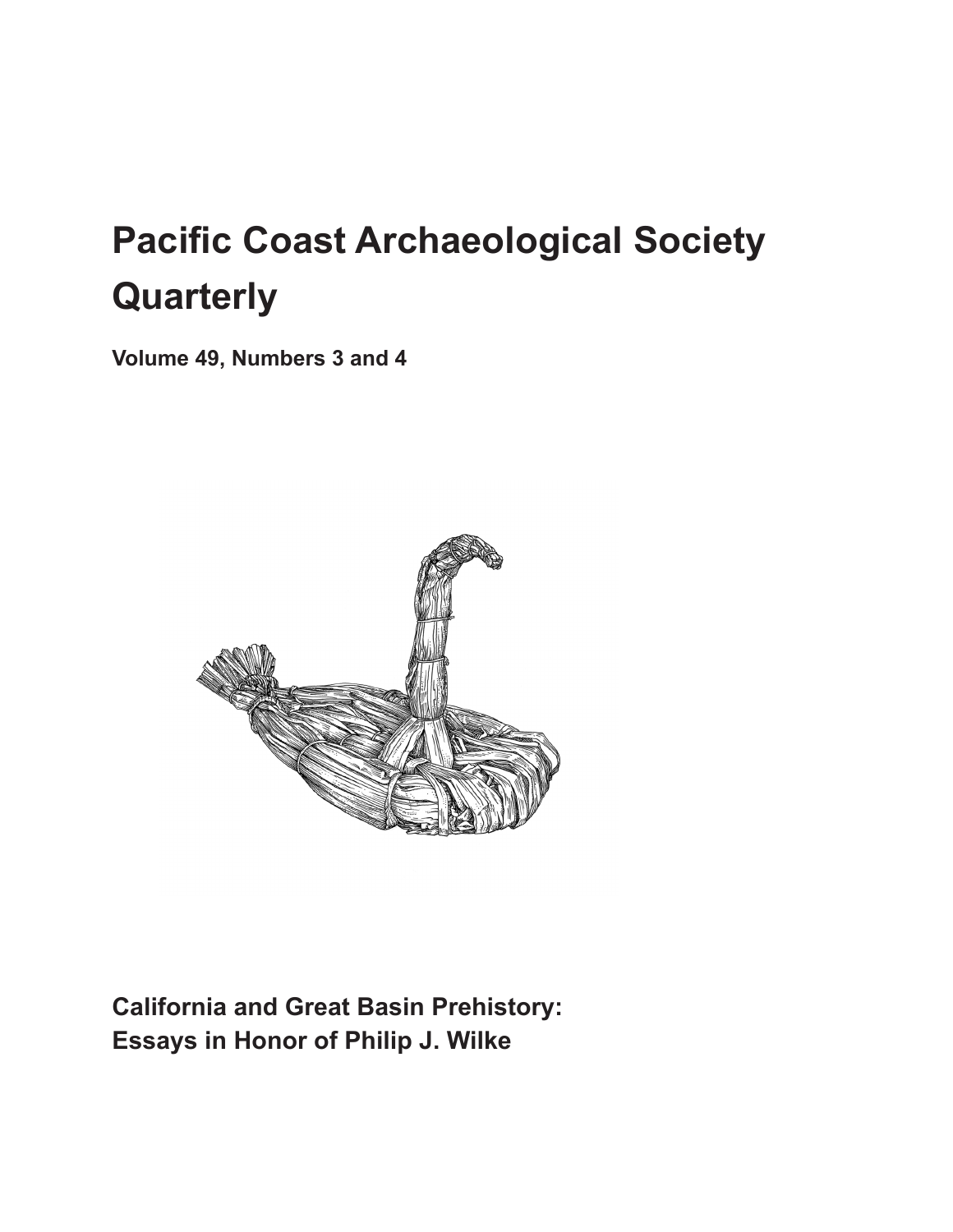# Pacific Coast Archaeological Society Quarterly

**Volume 49, Numbers 3 and 4**

**California and Great Basin Prehistory: Essays in Honor of Philip J. Wilke**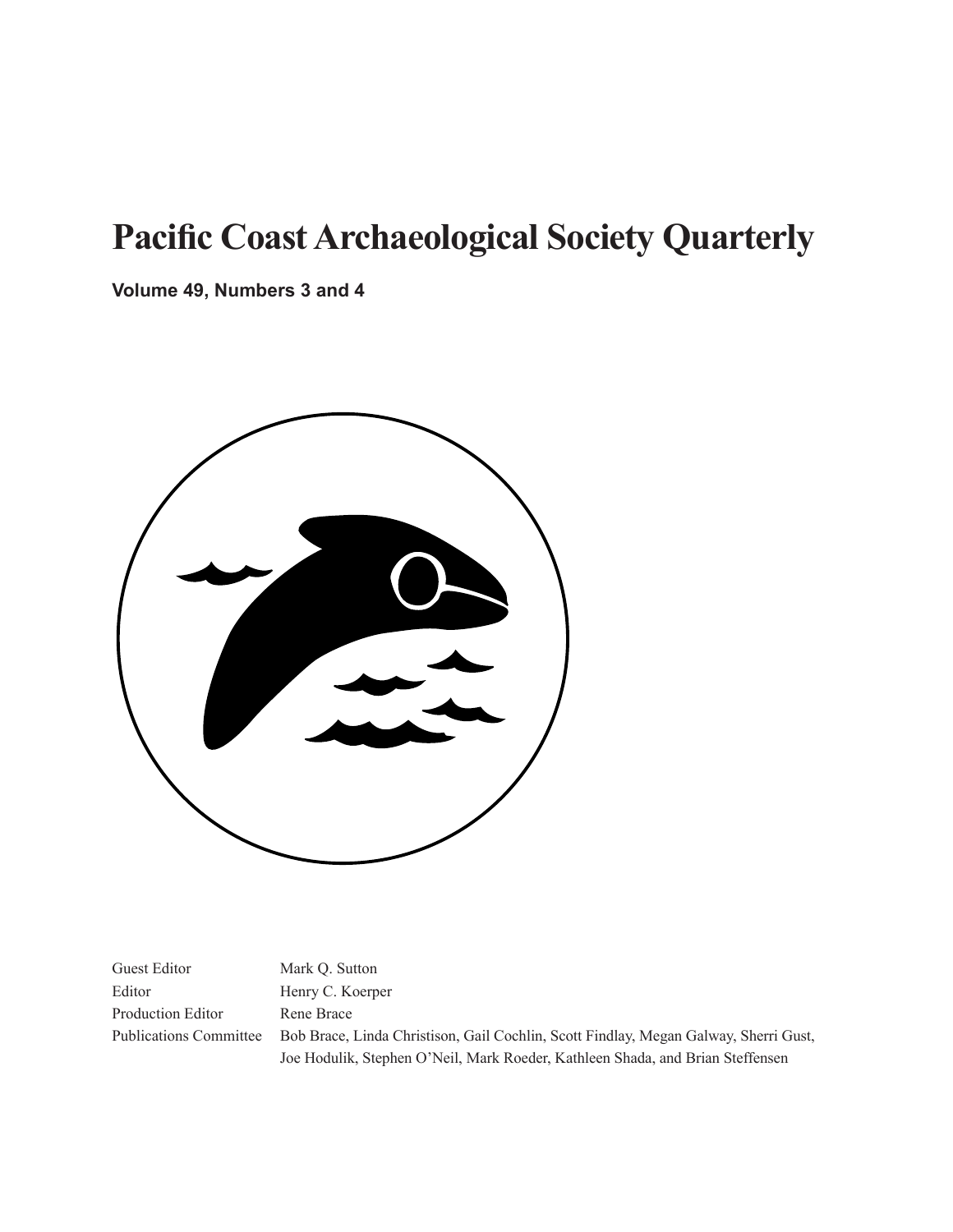# Pacific Coast Archaeological Society Quarterly

**Volume 49, Numbers 3 and 4**

| | |
|---|---|
| Guest Editor | Mark Q. Sutton |
| Editor | Henry C. Koerper |
| Production Editor | Rene Brace |
| Publications Committee | Bob Brace, Linda Christison, Gail Cochlin, Scott Findlay, Megan Galway, Sherri Gust, Joe Hodulik, Stephen O'Neil, Mark Roeder, Kathleen Shada, and Brian Steffensen |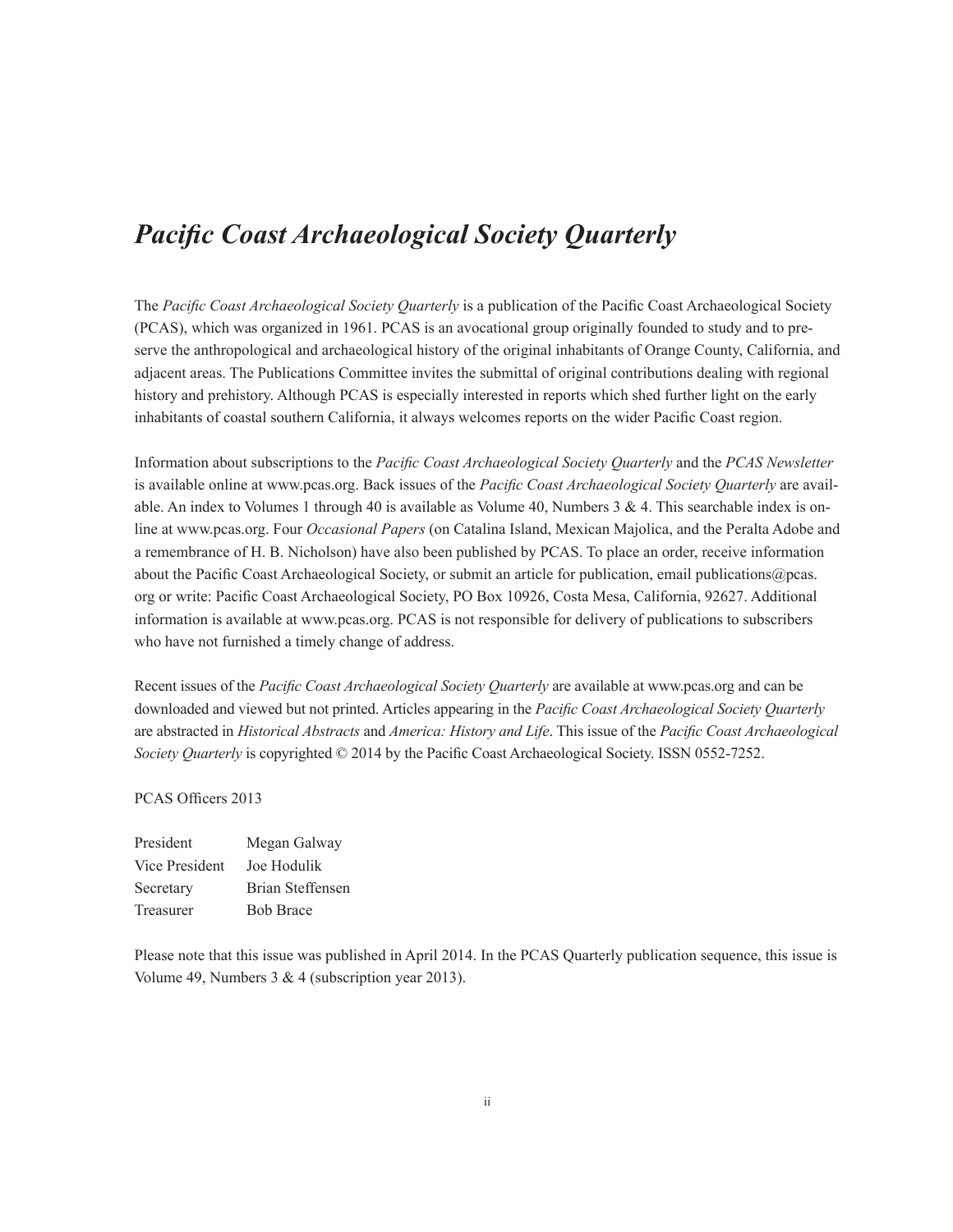# *Pacific Coast Archaeological Society Quarterly*

The *Pacific Coast Archaeological Society Quarterly* is a publication of the Pacific Coast Archaeological Society (PCAS), which was organized in 1961. PCAS is an avocational group originally founded to study and to preserve the anthropological and archaeological history of the original inhabitants of Orange County, California, and adjacent areas. The Publications Committee invites the submittal of original contributions dealing with regional history and prehistory. Although PCAS is especially interested in reports which shed further light on the early inhabitants of coastal southern California, it always welcomes reports on the wider Pacific Coast region.

Information about subscriptions to the *Pacific Coast Archaeological Society Quarterly* and the *PCAS Newsletter* is available online at www.pcas.org. Back issues of the *Pacific Coast Archaeological Society Quarterly* are available. An index to Volumes 1 through 40 is available as Volume 40, Numbers 3 & 4. This searchable index is online at www.pcas.org. Four *Occasional Papers* (on Catalina Island, Mexican Majolica, and the Peralta Adobe and a remembrance of H. B. Nicholson) have also been published by PCAS. To place an order, receive information about the Pacific Coast Archaeological Society, or submit an article for publication, email publications@pcas.org or write: Pacific Coast Archaeological Society, PO Box 10926, Costa Mesa, California, 92627. Additional information is available at www.pcas.org. PCAS is not responsible for delivery of publications to subscribers who have not furnished a timely change of address.

Recent issues of the *Pacific Coast Archaeological Society Quarterly* are available at www.pcas.org and can be downloaded and viewed but not printed. Articles appearing in the *Pacific Coast Archaeological Society Quarterly* are abstracted in *Historical Abstracts* and *America: History and Life*. This issue of the *Pacific Coast Archaeological Society Quarterly* is copyrighted © 2014 by the Pacific Coast Archaeological Society. ISSN 0552-7252.

PCAS Officers 2013

| | |
|---|---|
| President | Megan Galway |
| Vice President | Joe Hodulik |
| Secretary | Brian Steffensen |
| Treasurer | Bob Brace |

Please note that this issue was published in April 2014. In the PCAS Quarterly publication sequence, this issue is Volume 49, Numbers 3 & 4 (subscription year 2013).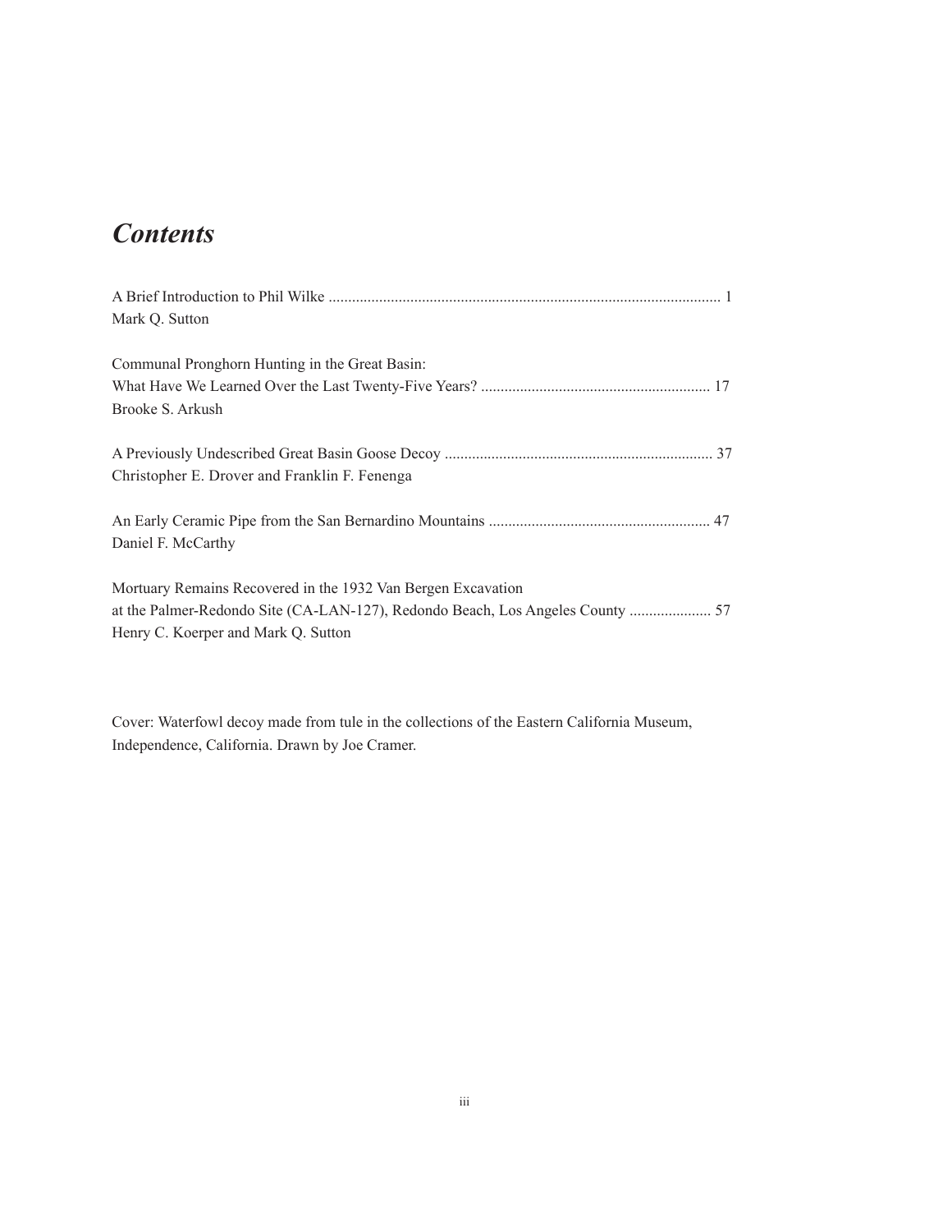# *Contents*

A Brief Introduction to Phil Wilke .................................................................................................... 1
Mark Q. Sutton

Communal Pronghorn Hunting in the Great Basin:
What Have We Learned Over the Last Twenty-Five Years? .......................................................... 17
Brooke S. Arkush

A Previously Undescribed Great Basin Goose Decoy .................................................................... 37
Christopher E. Drover and Franklin F. Fenenga

An Early Ceramic Pipe from the San Bernardino Mountains ......................................................... 47
Daniel F. McCarthy

Mortuary Remains Recovered in the 1932 Van Bergen Excavation
at the Palmer-Redondo Site (CA-LAN-127), Redondo Beach, Los Angeles County ..................... 57
Henry C. Koerper and Mark Q. Sutton

Cover: Waterfowl decoy made from tule in the collections of the Eastern California Museum, Independence, California. Drawn by Joe Cramer.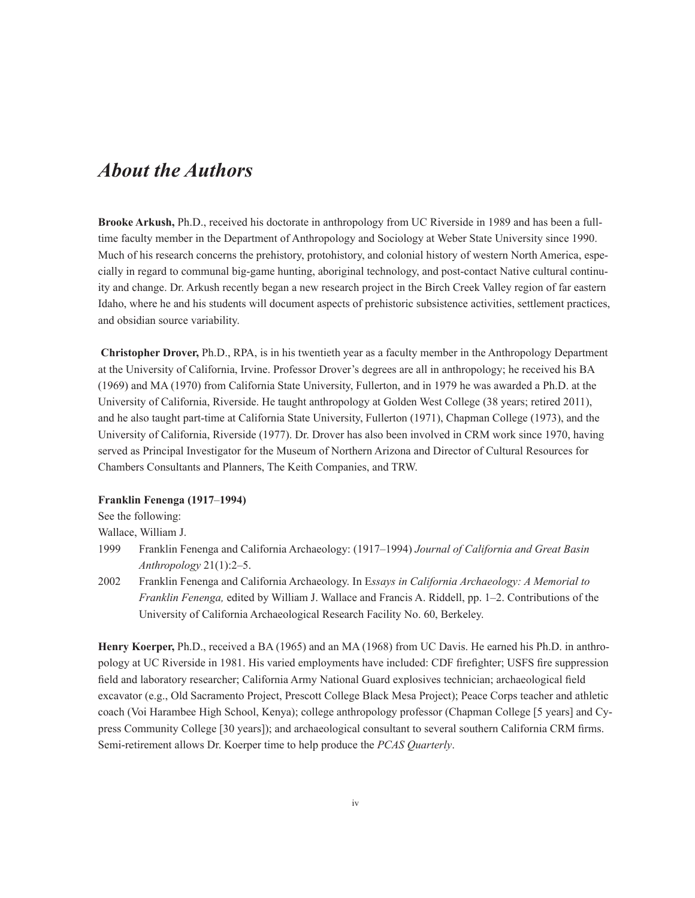# *About the Authors*

**Brooke Arkush,** Ph.D., received his doctorate in anthropology from UC Riverside in 1989 and has been a full-time faculty member in the Department of Anthropology and Sociology at Weber State University since 1990. Much of his research concerns the prehistory, protohistory, and colonial history of western North America, especially in regard to communal big-game hunting, aboriginal technology, and post-contact Native cultural continuity and change. Dr. Arkush recently began a new research project in the Birch Creek Valley region of far eastern Idaho, where he and his students will document aspects of prehistoric subsistence activities, settlement practices, and obsidian source variability.

**Christopher Drover,** Ph.D., RPA, is in his twentieth year as a faculty member in the Anthropology Department at the University of California, Irvine. Professor Drover's degrees are all in anthropology; he received his BA (1969) and MA (1970) from California State University, Fullerton, and in 1979 he was awarded a Ph.D. at the University of California, Riverside. He taught anthropology at Golden West College (38 years; retired 2011), and he also taught part-time at California State University, Fullerton (1971), Chapman College (1973), and the University of California, Riverside (1977). Dr. Drover has also been involved in CRM work since 1970, having served as Principal Investigator for the Museum of Northern Arizona and Director of Cultural Resources for Chambers Consultants and Planners, The Keith Companies, and TRW.

**Franklin Fenenga (1917–1994)**

See the following:

Wallace, William J.

1999 Franklin Fenenga and California Archaeology: (1917–1994) *Journal of California and Great Basin Anthropology* 21(1):2–5.

2002 Franklin Fenenga and California Archaeology. In E*ssays in California Archaeology: A Memorial to Franklin Fenenga,* edited by William J. Wallace and Francis A. Riddell, pp. 1–2. Contributions of the University of California Archaeological Research Facility No. 60, Berkeley.

**Henry Koerper,** Ph.D., received a BA (1965) and an MA (1968) from UC Davis. He earned his Ph.D. in anthropology at UC Riverside in 1981. His varied employments have included: CDF firefighter; USFS fire suppression field and laboratory researcher; California Army National Guard explosives technician; archaeological field excavator (e.g., Old Sacramento Project, Prescott College Black Mesa Project); Peace Corps teacher and athletic coach (Voi Harambee High School, Kenya); college anthropology professor (Chapman College [5 years] and Cypress Community College [30 years]); and archaeological consultant to several southern California CRM firms. Semi-retirement allows Dr. Koerper time to help produce the *PCAS Quarterly*.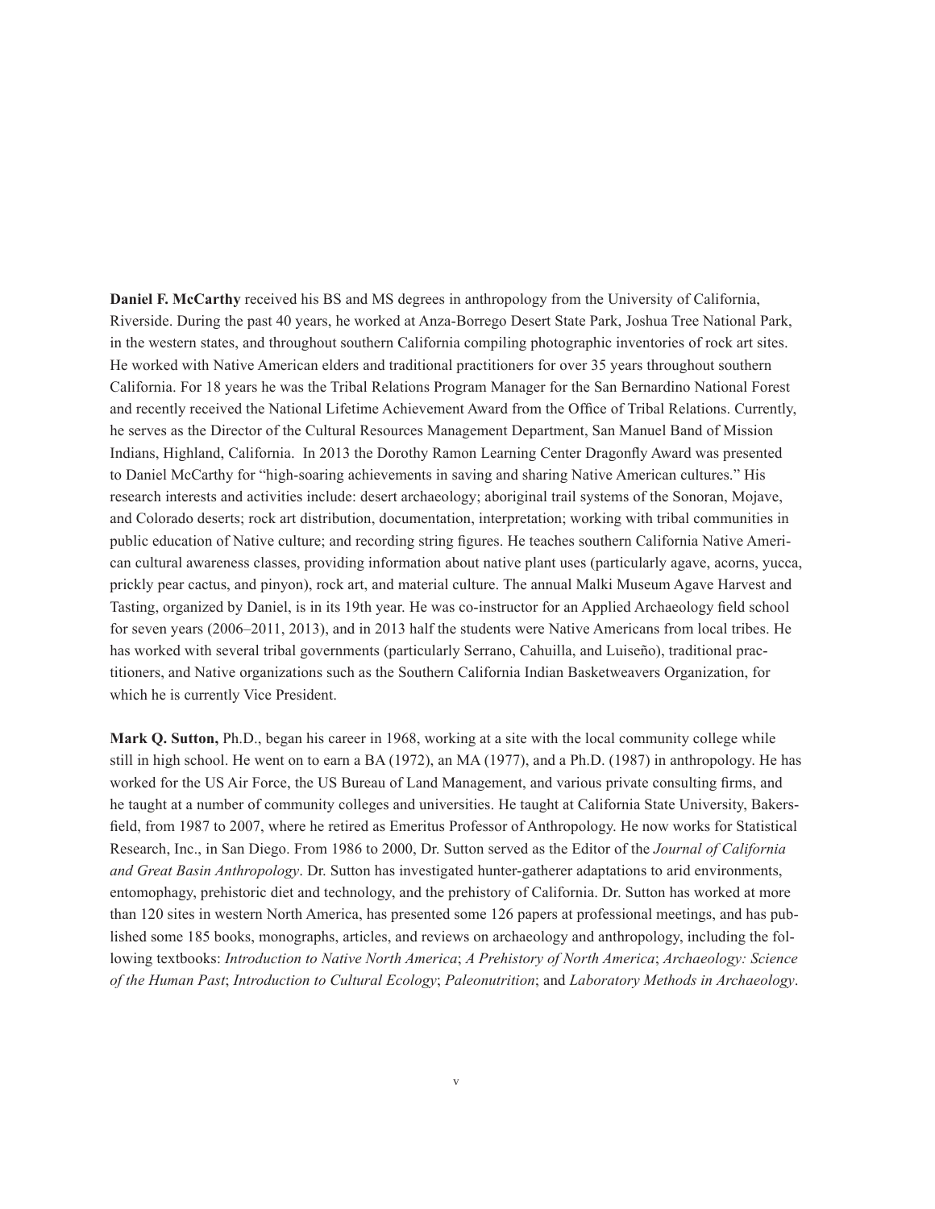**Daniel F. McCarthy** received his BS and MS degrees in anthropology from the University of California, Riverside. During the past 40 years, he worked at Anza-Borrego Desert State Park, Joshua Tree National Park, in the western states, and throughout southern California compiling photographic inventories of rock art sites. He worked with Native American elders and traditional practitioners for over 35 years throughout southern California. For 18 years he was the Tribal Relations Program Manager for the San Bernardino National Forest and recently received the National Lifetime Achievement Award from the Office of Tribal Relations. Currently, he serves as the Director of the Cultural Resources Management Department, San Manuel Band of Mission Indians, Highland, California. In 2013 the Dorothy Ramon Learning Center Dragonfly Award was presented to Daniel McCarthy for "high-soaring achievements in saving and sharing Native American cultures." His research interests and activities include: desert archaeology; aboriginal trail systems of the Sonoran, Mojave, and Colorado deserts; rock art distribution, documentation, interpretation; working with tribal communities in public education of Native culture; and recording string figures. He teaches southern California Native American cultural awareness classes, providing information about native plant uses (particularly agave, acorns, yucca, prickly pear cactus, and pinyon), rock art, and material culture. The annual Malki Museum Agave Harvest and Tasting, organized by Daniel, is in its 19th year. He was co-instructor for an Applied Archaeology field school for seven years (2006–2011, 2013), and in 2013 half the students were Native Americans from local tribes. He has worked with several tribal governments (particularly Serrano, Cahuilla, and Luiseño), traditional practitioners, and Native organizations such as the Southern California Indian Basketweavers Organization, for which he is currently Vice President.

**Mark Q. Sutton,** Ph.D., began his career in 1968, working at a site with the local community college while still in high school. He went on to earn a BA (1972), an MA (1977), and a Ph.D. (1987) in anthropology. He has worked for the US Air Force, the US Bureau of Land Management, and various private consulting firms, and he taught at a number of community colleges and universities. He taught at California State University, Bakersfield, from 1987 to 2007, where he retired as Emeritus Professor of Anthropology. He now works for Statistical Research, Inc., in San Diego. From 1986 to 2000, Dr. Sutton served as the Editor of the *Journal of California and Great Basin Anthropology*. Dr. Sutton has investigated hunter-gatherer adaptations to arid environments, entomophagy, prehistoric diet and technology, and the prehistory of California. Dr. Sutton has worked at more than 120 sites in western North America, has presented some 126 papers at professional meetings, and has published some 185 books, monographs, articles, and reviews on archaeology and anthropology, including the following textbooks: *Introduction to Native North America*; *A Prehistory of North America*; *Archaeology: Science of the Human Past*; *Introduction to Cultural Ecology*; *Paleonutrition*; and *Laboratory Methods in Archaeology*.